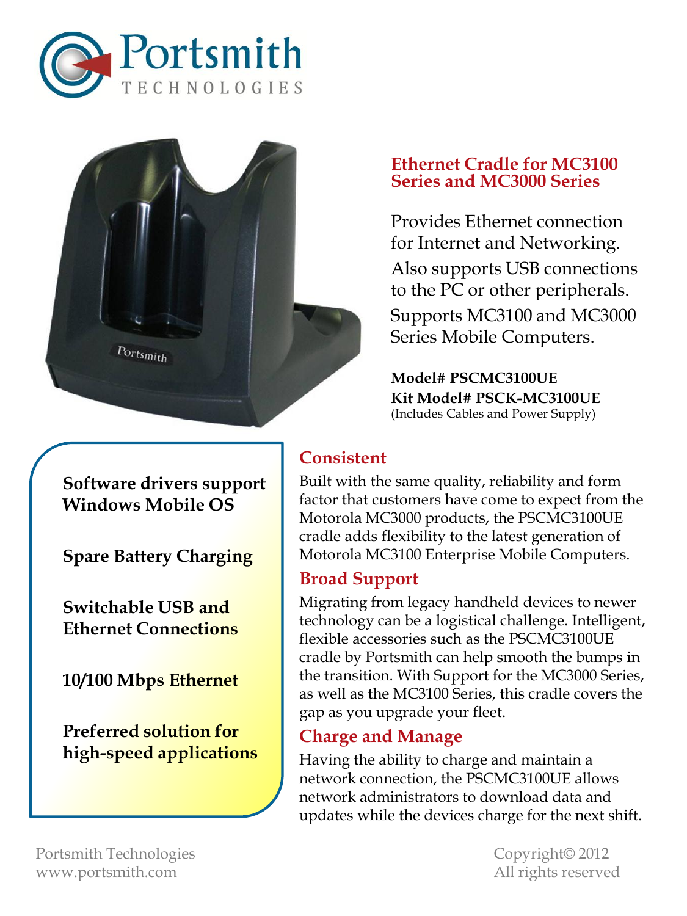Portsmith TECHNOLOGIES

## Ethernet Cradle for MC3100 Series and MC3000 Series

Provides Ethernet connection for Internet and Networking.

Also supports USB connections to the PC or other peripherals.

Supports MC3100 and MC3000 Series Mobile Computers.

**Model# PSCMC3100UE**
**Kit Model# PSCK-MC3100UE**
(Includes Cables and Power Supply)

**Software drivers support Windows Mobile OS**

**Spare Battery Charging**

**Switchable USB and Ethernet Connections**

**10/100 Mbps Ethernet**

**Preferred solution for high-speed applications**

### Consistent

Built with the same quality, reliability and form factor that customers have come to expect from the Motorola MC3000 products, the PSCMC3100UE cradle adds flexibility to the latest generation of Motorola MC3100 Enterprise Mobile Computers.

### Broad Support

Migrating from legacy handheld devices to newer technology can be a logistical challenge. Intelligent, flexible accessories such as the PSCMC3100UE cradle by Portsmith can help smooth the bumps in the transition. With Support for the MC3000 Series, as well as the MC3100 Series, this cradle covers the gap as you upgrade your fleet.

### Charge and Manage

Having the ability to charge and maintain a network connection, the PSCMC3100UE allows network administrators to download data and updates while the devices charge for the next shift.

Portsmith Technologies
www.portsmith.com

Copyright© 2012
All rights reserved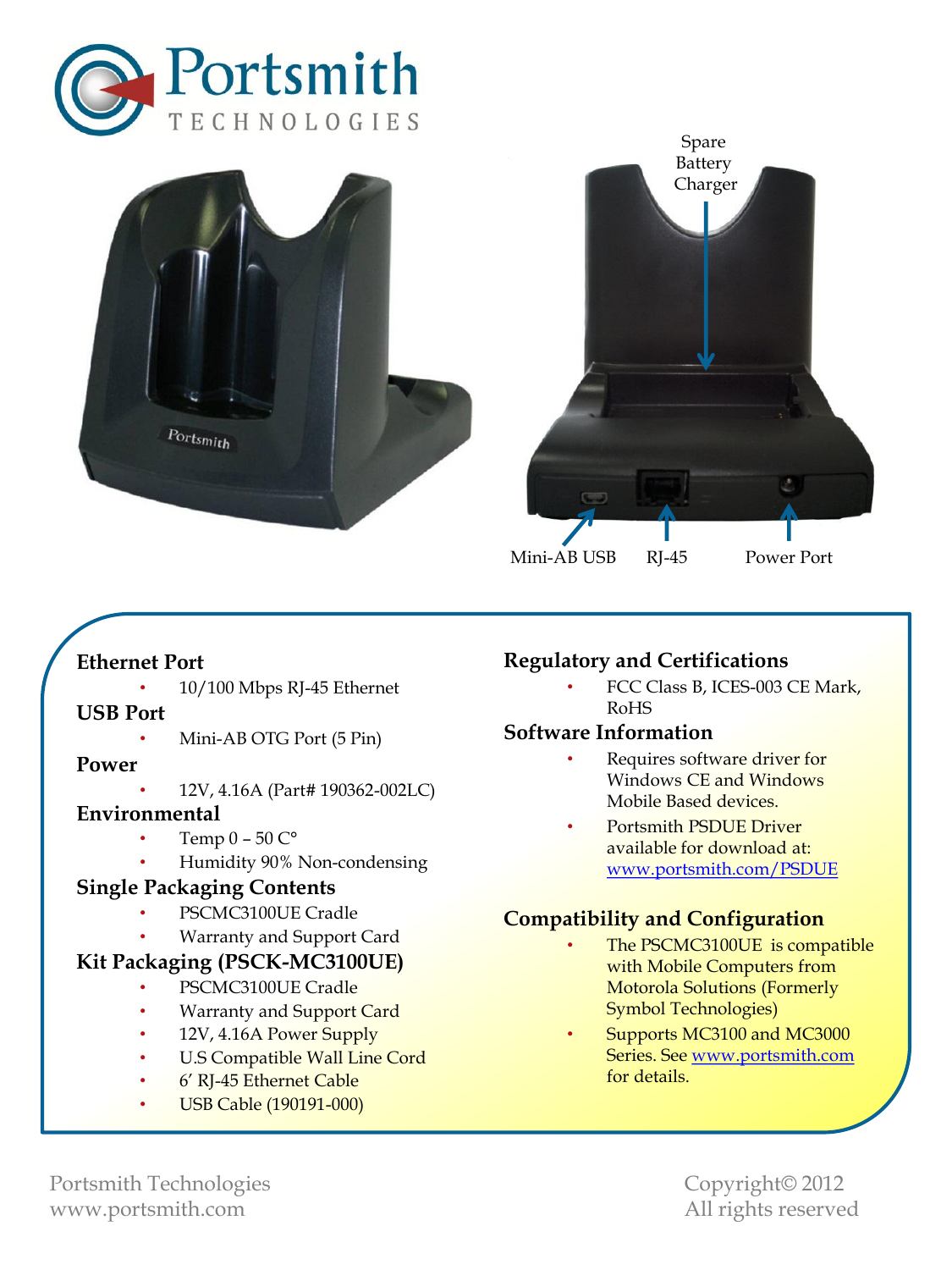Portsmith

TECHNOLOGIES

Spare Battery Charger

Mini-AB USB

RJ-45

Power Port

**Ethernet Port**

- 10/100 Mbps RJ-45 Ethernet

**USB Port**

- Mini-AB OTG Port (5 Pin)

**Power**

- 12V, 4.16A (Part# 190362-002LC)

**Environmental**

- Temp 0 – 50 C°
- Humidity 90% Non-condensing

**Single Packaging Contents**

- PSCMC3100UE Cradle
- Warranty and Support Card

**Kit Packaging (PSCK-MC3100UE)**

- PSCMC3100UE Cradle
- Warranty and Support Card
- 12V, 4.16A Power Supply
- U.S Compatible Wall Line Cord
- 6' RJ-45 Ethernet Cable
- USB Cable (190191-000)

**Regulatory and Certifications**

- FCC Class B, ICES-003 CE Mark, RoHS

**Software Information**

- Requires software driver for Windows CE and Windows Mobile Based devices.
- Portsmith PSDUE Driver available for download at: www.portsmith.com/PSDUE

**Compatibility and Configuration**

- The PSCMC3100UE is compatible with Mobile Computers from Motorola Solutions (Formerly Symbol Technologies)
- Supports MC3100 and MC3000 Series. See www.portsmith.com for details.

Portsmith Technologies
www.portsmith.com

Copyright© 2012
All rights reserved